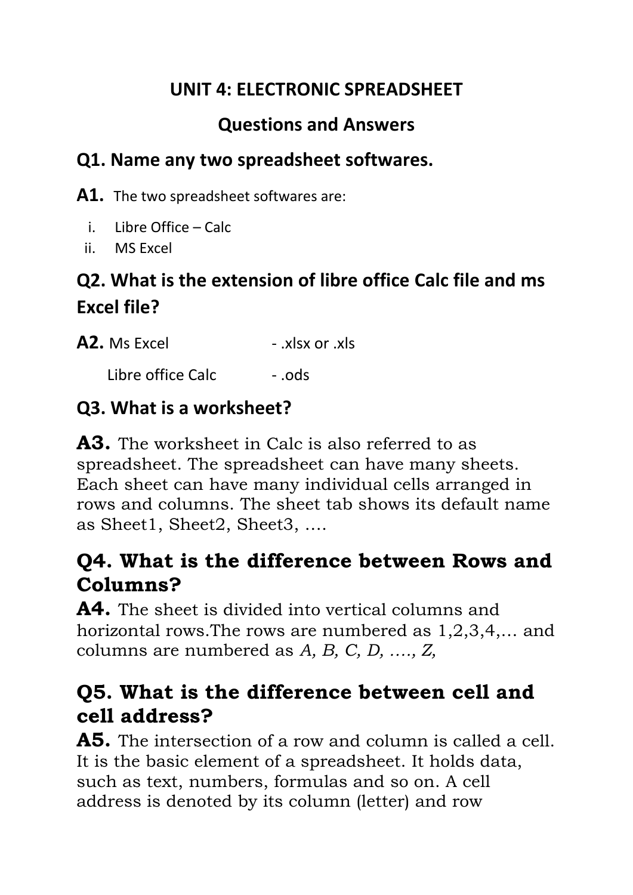# UNIT 4: ELECTRONIC SPREADSHEET

## Questions and Answers

### Q1. Name any two spreadsheet softwares.

**A1.** The two spreadsheet softwares are:

i. Libre Office – Calc
ii. MS Excel

### Q2. What is the extension of libre office Calc file and ms Excel file?

**A2.** Ms Excel - .xlsx or .xls

Libre office Calc - .ods

### Q3. What is a worksheet?

**A3.** The worksheet in Calc is also referred to as spreadsheet. The spreadsheet can have many sheets. Each sheet can have many individual cells arranged in rows and columns. The sheet tab shows its default name as Sheet1, Sheet2, Sheet3, ….

### Q4. What is the difference between Rows and Columns?

**A4.** The sheet is divided into vertical columns and horizontal rows.The rows are numbered as 1,2,3,4,… and columns are numbered as *A, B, C, D, …., Z,*

### Q5. What is the difference between cell and cell address?

**A5.** The intersection of a row and column is called a cell. It is the basic element of a spreadsheet. It holds data, such as text, numbers, formulas and so on. A cell address is denoted by its column (letter) and row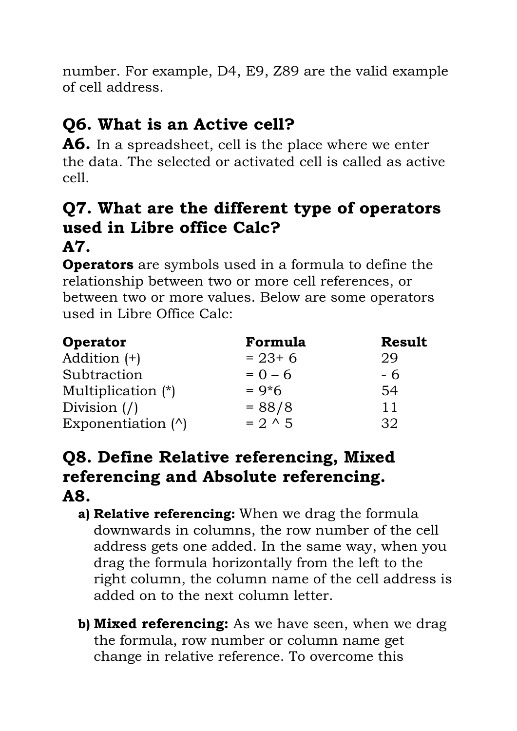number. For example, D4, E9, Z89 are the valid example of cell address.

## Q6. What is an Active cell?

**A6.** In a spreadsheet, cell is the place where we enter the data. The selected or activated cell is called as active cell.

## Q7. What are the different type of operators used in Libre office Calc?

**A7.**

**Operators** are symbols used in a formula to define the relationship between two or more cell references, or between two or more values. Below are some operators used in Libre Office Calc:

| Operator | Formula | Result |
|---|---|---|
| Addition (+) | = 23+ 6 | 29 |
| Subtraction | = 0 – 6 | - 6 |
| Multiplication (*) | = 9*6 | 54 |
| Division (/) | = 88/8 | 11 |
| Exponentiation (^) | = 2 ^ 5 | 32 |

## Q8. Define Relative referencing, Mixed referencing and Absolute referencing.

**A8.**

a) **Relative referencing:** When we drag the formula downwards in columns, the row number of the cell address gets one added. In the same way, when you drag the formula horizontally from the left to the right column, the column name of the cell address is added on to the next column letter.

b) **Mixed referencing:** As we have seen, when we drag the formula, row number or column name get change in relative reference. To overcome this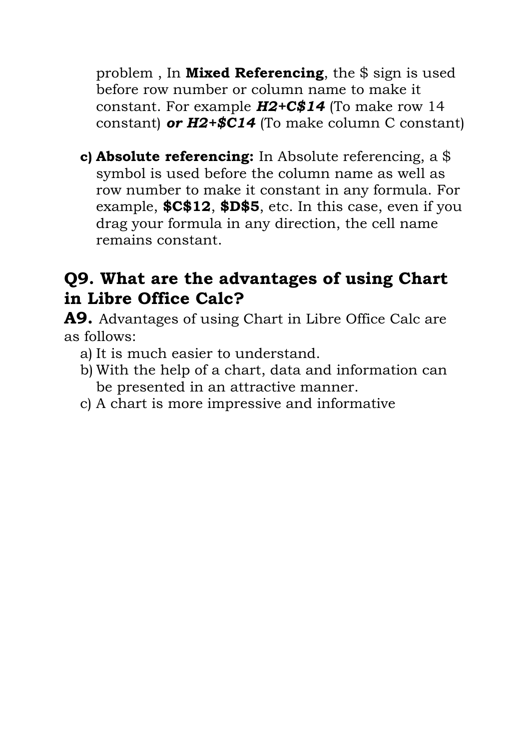problem , In **Mixed Referencing**, the $ sign is used before row number or column name to make it constant. For example ***H2+C$14*** (To make row 14 constant) ***or H2+$C14*** (To make column C constant)

c) **Absolute referencing:** In Absolute referencing, a $ symbol is used before the column name as well as row number to make it constant in any formula. For example, **$C$12**, **$D$5**, etc. In this case, even if you drag your formula in any direction, the cell name remains constant.

## Q9. What are the advantages of using Chart in Libre Office Calc?

**A9.** Advantages of using Chart in Libre Office Calc are as follows:

a) It is much easier to understand.
b) With the help of a chart, data and information can be presented in an attractive manner.
c) A chart is more impressive and informative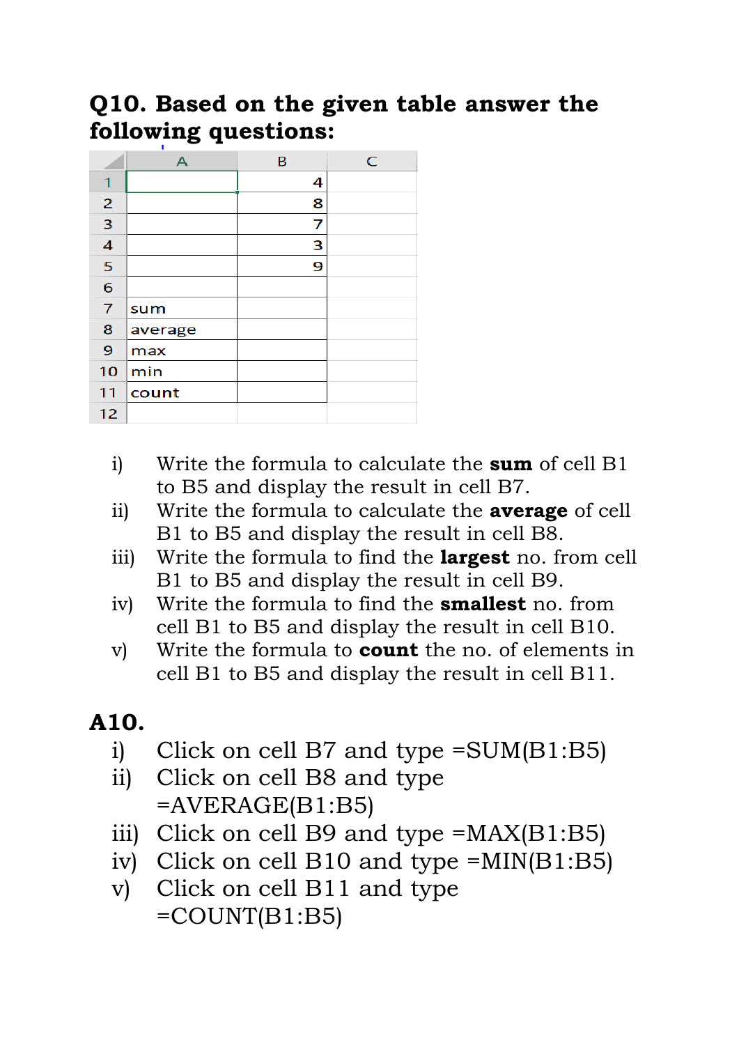**Q10. Based on the given table answer the following questions:**

| | A | B | C |
|---|---|---|---|
| 1 | | 4 | |
| 2 | | 8 | |
| 3 | | 7 | |
| 4 | | 3 | |
| 5 | | 9 | |
| 6 | | | |
| 7 | sum | | |
| 8 | average | | |
| 9 | max | | |
| 10 | min | | |
| 11 | count | | |
| 12 | | | |

i) Write the formula to calculate the **sum** of cell B1 to B5 and display the result in cell B7.

ii) Write the formula to calculate the **average** of cell B1 to B5 and display the result in cell B8.

iii) Write the formula to find the **largest** no. from cell B1 to B5 and display the result in cell B9.

iv) Write the formula to find the **smallest** no. from cell B1 to B5 and display the result in cell B10.

v) Write the formula to **count** the no. of elements in cell B1 to B5 and display the result in cell B11.

**A10.**

i) Click on cell B7 and type =SUM(B1:B5)

ii) Click on cell B8 and type =AVERAGE(B1:B5)

iii) Click on cell B9 and type =MAX(B1:B5)

iv) Click on cell B10 and type =MIN(B1:B5)

v) Click on cell B11 and type =COUNT(B1:B5)